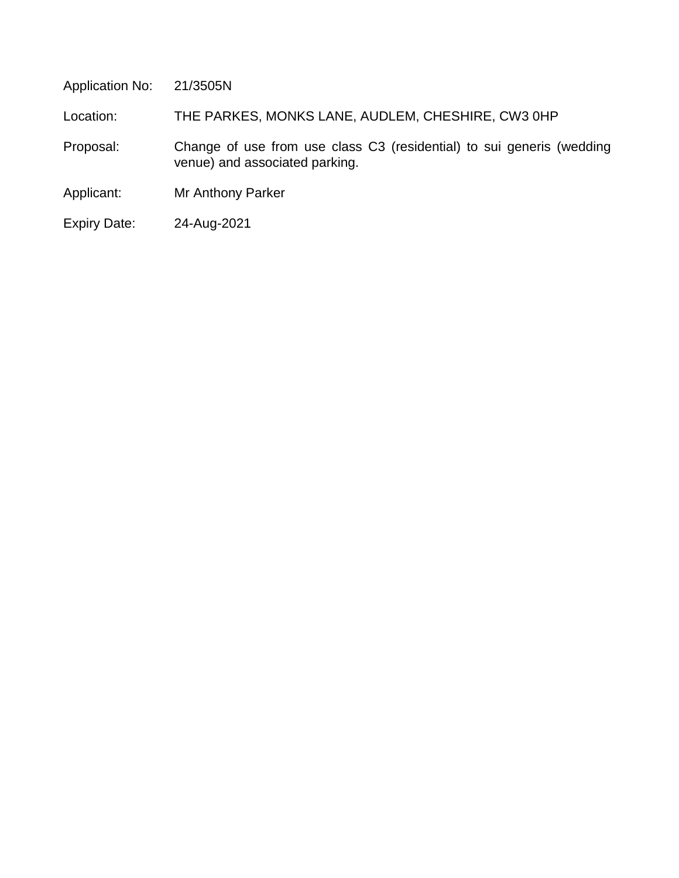| | |
|---|---|
| Application No: | 21/3505N |
| Location: | THE PARKES, MONKS LANE, AUDLEM, CHESHIRE, CW3 0HP |
| Proposal: | Change of use from use class C3 (residential) to sui generis (wedding venue) and associated parking. |
| Applicant: | Mr Anthony Parker |
| Expiry Date: | 24-Aug-2021 |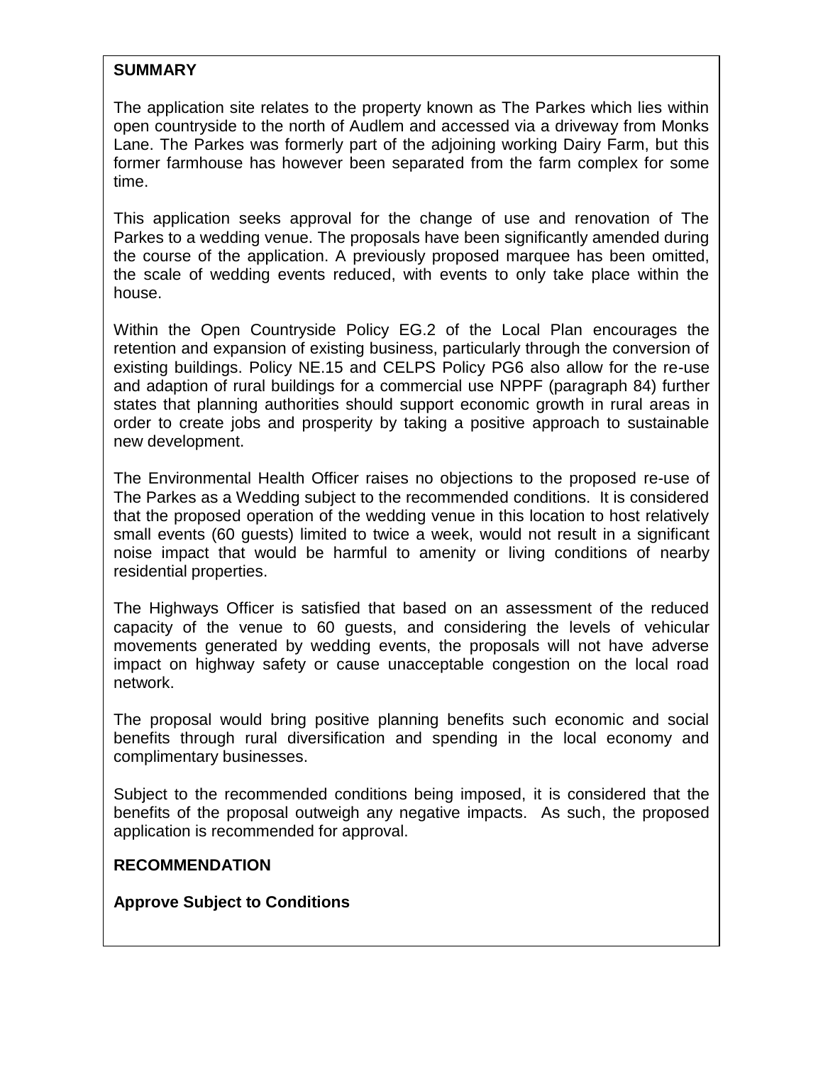**SUMMARY**

The application site relates to the property known as The Parkes which lies within open countryside to the north of Audlem and accessed via a driveway from Monks Lane. The Parkes was formerly part of the adjoining working Dairy Farm, but this former farmhouse has however been separated from the farm complex for some time.

This application seeks approval for the change of use and renovation of The Parkes to a wedding venue. The proposals have been significantly amended during the course of the application. A previously proposed marquee has been omitted, the scale of wedding events reduced, with events to only take place within the house.

Within the Open Countryside Policy EG.2 of the Local Plan encourages the retention and expansion of existing business, particularly through the conversion of existing buildings. Policy NE.15 and CELPS Policy PG6 also allow for the re-use and adaption of rural buildings for a commercial use NPPF (paragraph 84) further states that planning authorities should support economic growth in rural areas in order to create jobs and prosperity by taking a positive approach to sustainable new development.

The Environmental Health Officer raises no objections to the proposed re-use of The Parkes as a Wedding subject to the recommended conditions. It is considered that the proposed operation of the wedding venue in this location to host relatively small events (60 guests) limited to twice a week, would not result in a significant noise impact that would be harmful to amenity or living conditions of nearby residential properties.

The Highways Officer is satisfied that based on an assessment of the reduced capacity of the venue to 60 guests, and considering the levels of vehicular movements generated by wedding events, the proposals will not have adverse impact on highway safety or cause unacceptable congestion on the local road network.

The proposal would bring positive planning benefits such economic and social benefits through rural diversification and spending in the local economy and complimentary businesses.

Subject to the recommended conditions being imposed, it is considered that the benefits of the proposal outweigh any negative impacts. As such, the proposed application is recommended for approval.

**RECOMMENDATION**

**Approve Subject to Conditions**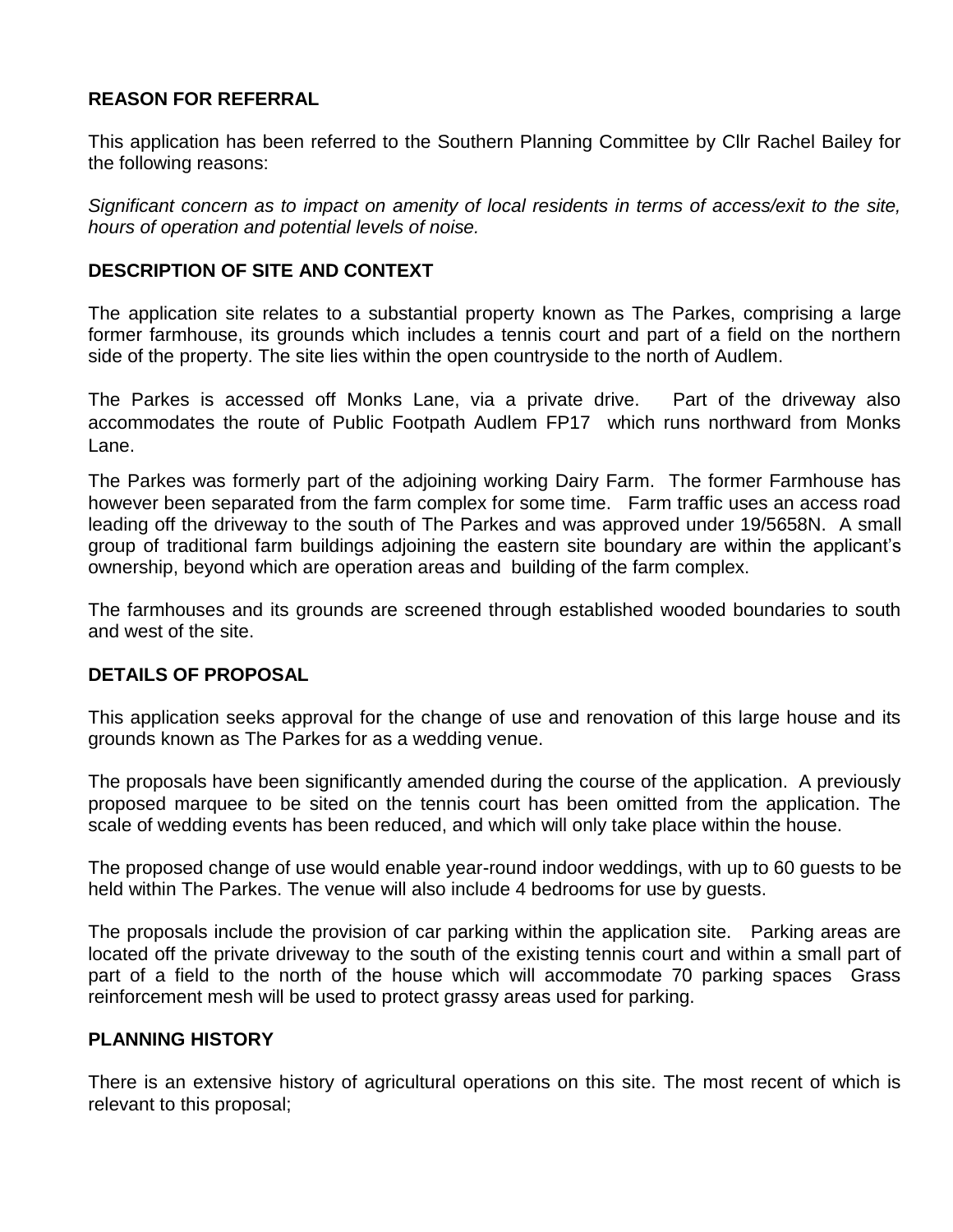## REASON FOR REFERRAL

This application has been referred to the Southern Planning Committee by Cllr Rachel Bailey for the following reasons:

*Significant concern as to impact on amenity of local residents in terms of access/exit to the site, hours of operation and potential levels of noise.*

## DESCRIPTION OF SITE AND CONTEXT

The application site relates to a substantial property known as The Parkes, comprising a large former farmhouse, its grounds which includes a tennis court and part of a field on the northern side of the property. The site lies within the open countryside to the north of Audlem.

The Parkes is accessed off Monks Lane, via a private drive. Part of the driveway also accommodates the route of Public Footpath Audlem FP17 which runs northward from Monks Lane.

The Parkes was formerly part of the adjoining working Dairy Farm. The former Farmhouse has however been separated from the farm complex for some time. Farm traffic uses an access road leading off the driveway to the south of The Parkes and was approved under 19/5658N. A small group of traditional farm buildings adjoining the eastern site boundary are within the applicant's ownership, beyond which are operation areas and building of the farm complex.

The farmhouses and its grounds are screened through established wooded boundaries to south and west of the site.

## DETAILS OF PROPOSAL

This application seeks approval for the change of use and renovation of this large house and its grounds known as The Parkes for as a wedding venue.

The proposals have been significantly amended during the course of the application. A previously proposed marquee to be sited on the tennis court has been omitted from the application. The scale of wedding events has been reduced, and which will only take place within the house.

The proposed change of use would enable year-round indoor weddings, with up to 60 guests to be held within The Parkes. The venue will also include 4 bedrooms for use by guests.

The proposals include the provision of car parking within the application site. Parking areas are located off the private driveway to the south of the existing tennis court and within a small part of part of a field to the north of the house which will accommodate 70 parking spaces Grass reinforcement mesh will be used to protect grassy areas used for parking.

## PLANNING HISTORY

There is an extensive history of agricultural operations on this site. The most recent of which is relevant to this proposal;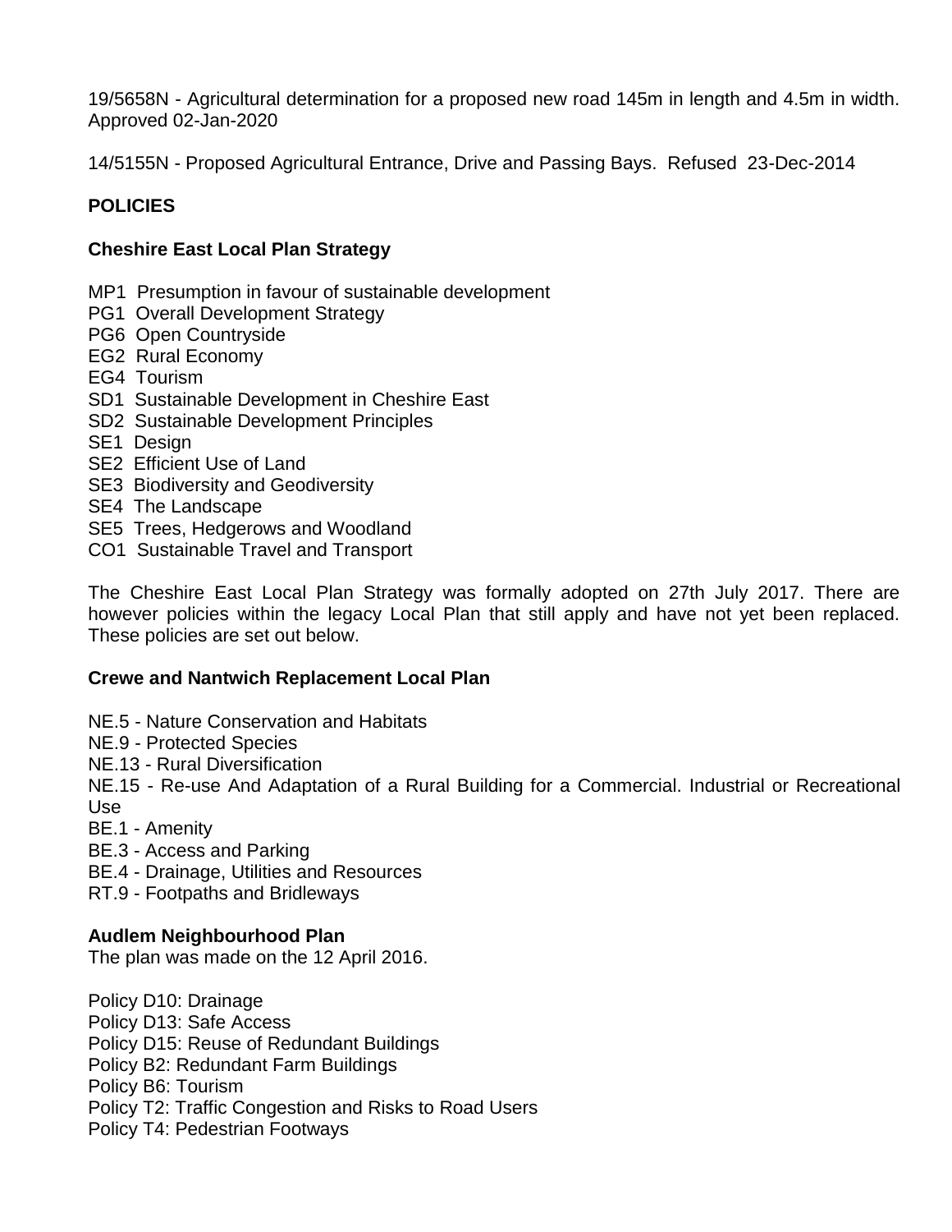19/5658N - Agricultural determination for a proposed new road 145m in length and 4.5m in width. Approved 02-Jan-2020

14/5155N - Proposed Agricultural Entrance, Drive and Passing Bays. Refused 23-Dec-2014

**POLICIES**

**Cheshire East Local Plan Strategy**

MP1 Presumption in favour of sustainable development
PG1 Overall Development Strategy
PG6 Open Countryside
EG2 Rural Economy
EG4 Tourism
SD1 Sustainable Development in Cheshire East
SD2 Sustainable Development Principles
SE1 Design
SE2 Efficient Use of Land
SE3 Biodiversity and Geodiversity
SE4 The Landscape
SE5 Trees, Hedgerows and Woodland
CO1 Sustainable Travel and Transport

The Cheshire East Local Plan Strategy was formally adopted on 27th July 2017. There are however policies within the legacy Local Plan that still apply and have not yet been replaced. These policies are set out below.

**Crewe and Nantwich Replacement Local Plan**

NE.5 - Nature Conservation and Habitats
NE.9 - Protected Species
NE.13 - Rural Diversification
NE.15 - Re-use And Adaptation of a Rural Building for a Commercial. Industrial or Recreational Use
BE.1 - Amenity
BE.3 - Access and Parking
BE.4 - Drainage, Utilities and Resources
RT.9 - Footpaths and Bridleways

**Audlem Neighbourhood Plan**
The plan was made on the 12 April 2016.

Policy D10: Drainage
Policy D13: Safe Access
Policy D15: Reuse of Redundant Buildings
Policy B2: Redundant Farm Buildings
Policy B6: Tourism
Policy T2: Traffic Congestion and Risks to Road Users
Policy T4: Pedestrian Footways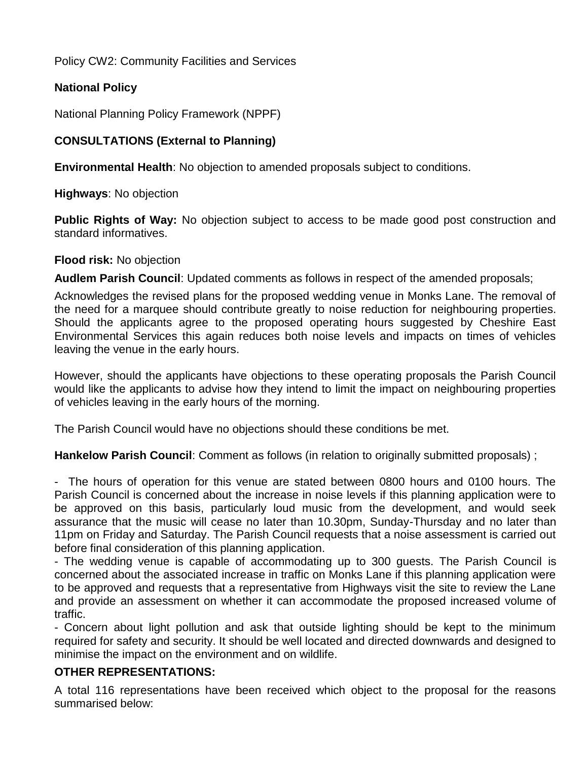Policy CW2: Community Facilities and Services

**National Policy**

National Planning Policy Framework (NPPF)

**CONSULTATIONS (External to Planning)**

**Environmental Health**: No objection to amended proposals subject to conditions.

**Highways**: No objection

**Public Rights of Way:** No objection subject to access to be made good post construction and standard informatives.

**Flood risk:** No objection

**Audlem Parish Council**: Updated comments as follows in respect of the amended proposals;

Acknowledges the revised plans for the proposed wedding venue in Monks Lane. The removal of the need for a marquee should contribute greatly to noise reduction for neighbouring properties. Should the applicants agree to the proposed operating hours suggested by Cheshire East Environmental Services this again reduces both noise levels and impacts on times of vehicles leaving the venue in the early hours.

However, should the applicants have objections to these operating proposals the Parish Council would like the applicants to advise how they intend to limit the impact on neighbouring properties of vehicles leaving in the early hours of the morning.

The Parish Council would have no objections should these conditions be met.

**Hankelow Parish Council**: Comment as follows (in relation to originally submitted proposals) ;

- The hours of operation for this venue are stated between 0800 hours and 0100 hours. The Parish Council is concerned about the increase in noise levels if this planning application were to be approved on this basis, particularly loud music from the development, and would seek assurance that the music will cease no later than 10.30pm, Sunday-Thursday and no later than 11pm on Friday and Saturday. The Parish Council requests that a noise assessment is carried out before final consideration of this planning application.
- The wedding venue is capable of accommodating up to 300 guests. The Parish Council is concerned about the associated increase in traffic on Monks Lane if this planning application were to be approved and requests that a representative from Highways visit the site to review the Lane and provide an assessment on whether it can accommodate the proposed increased volume of traffic.
- Concern about light pollution and ask that outside lighting should be kept to the minimum required for safety and security. It should be well located and directed downwards and designed to minimise the impact on the environment and on wildlife.

**OTHER REPRESENTATIONS:**

A total 116 representations have been received which object to the proposal for the reasons summarised below: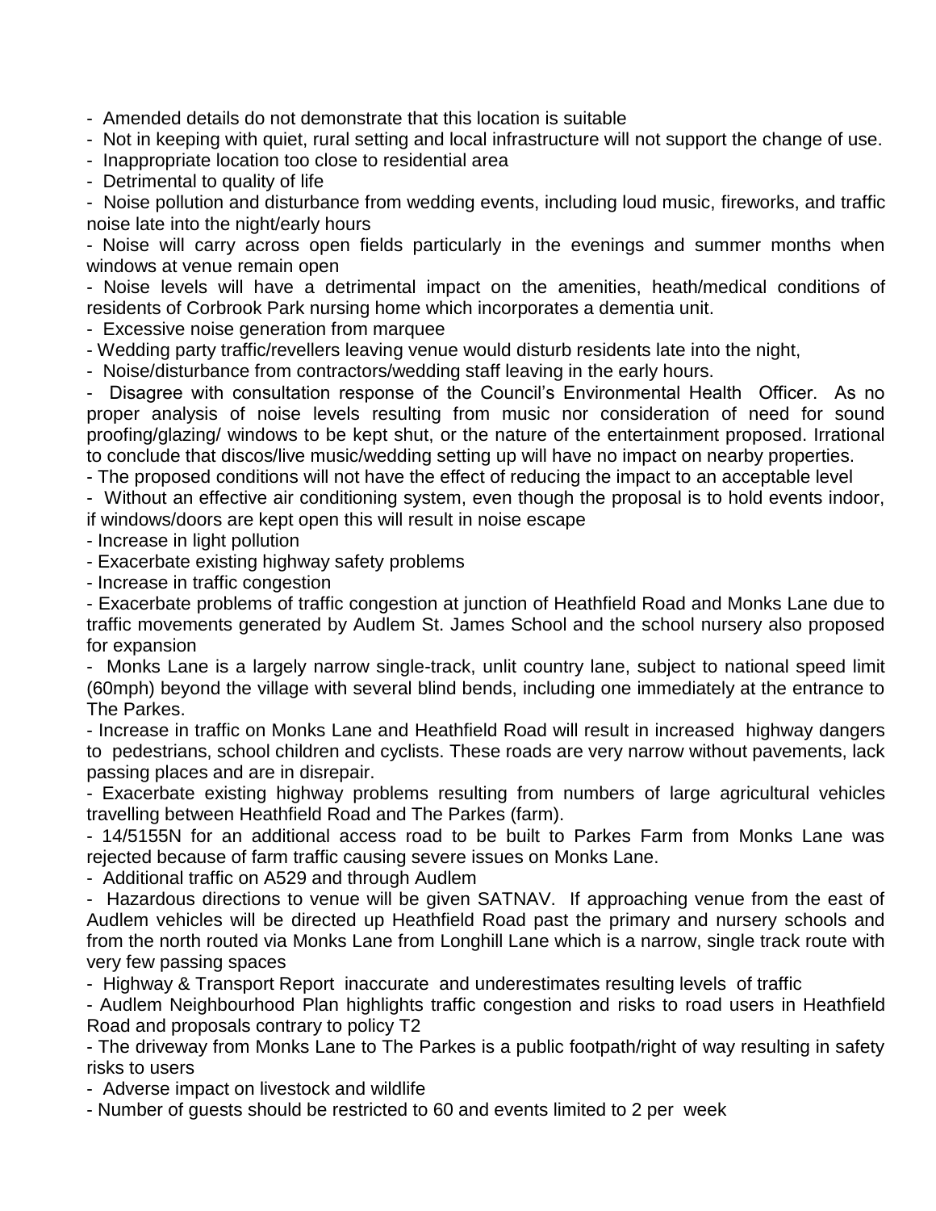- Amended details do not demonstrate that this location is suitable
- Not in keeping with quiet, rural setting and local infrastructure will not support the change of use.
- Inappropriate location too close to residential area
- Detrimental to quality of life
- Noise pollution and disturbance from wedding events, including loud music, fireworks, and traffic noise late into the night/early hours
- Noise will carry across open fields particularly in the evenings and summer months when windows at venue remain open
- Noise levels will have a detrimental impact on the amenities, heath/medical conditions of residents of Corbrook Park nursing home which incorporates a dementia unit.
- Excessive noise generation from marquee
- Wedding party traffic/revellers leaving venue would disturb residents late into the night,
- Noise/disturbance from contractors/wedding staff leaving in the early hours.
- Disagree with consultation response of the Council's Environmental Health Officer. As no proper analysis of noise levels resulting from music nor consideration of need for sound proofing/glazing/ windows to be kept shut, or the nature of the entertainment proposed. Irrational to conclude that discos/live music/wedding setting up will have no impact on nearby properties.
- The proposed conditions will not have the effect of reducing the impact to an acceptable level
- Without an effective air conditioning system, even though the proposal is to hold events indoor, if windows/doors are kept open this will result in noise escape
- Increase in light pollution
- Exacerbate existing highway safety problems
- Increase in traffic congestion
- Exacerbate problems of traffic congestion at junction of Heathfield Road and Monks Lane due to traffic movements generated by Audlem St. James School and the school nursery also proposed for expansion
- Monks Lane is a largely narrow single-track, unlit country lane, subject to national speed limit (60mph) beyond the village with several blind bends, including one immediately at the entrance to The Parkes.
- Increase in traffic on Monks Lane and Heathfield Road will result in increased highway dangers to pedestrians, school children and cyclists. These roads are very narrow without pavements, lack passing places and are in disrepair.
- Exacerbate existing highway problems resulting from numbers of large agricultural vehicles travelling between Heathfield Road and The Parkes (farm).
- 14/5155N for an additional access road to be built to Parkes Farm from Monks Lane was rejected because of farm traffic causing severe issues on Monks Lane.
- Additional traffic on A529 and through Audlem
- Hazardous directions to venue will be given SATNAV. If approaching venue from the east of Audlem vehicles will be directed up Heathfield Road past the primary and nursery schools and from the north routed via Monks Lane from Longhill Lane which is a narrow, single track route with very few passing spaces
- Highway & Transport Report inaccurate and underestimates resulting levels of traffic
- Audlem Neighbourhood Plan highlights traffic congestion and risks to road users in Heathfield Road and proposals contrary to policy T2
- The driveway from Monks Lane to The Parkes is a public footpath/right of way resulting in safety risks to users
- Adverse impact on livestock and wildlife
- Number of guests should be restricted to 60 and events limited to 2 per week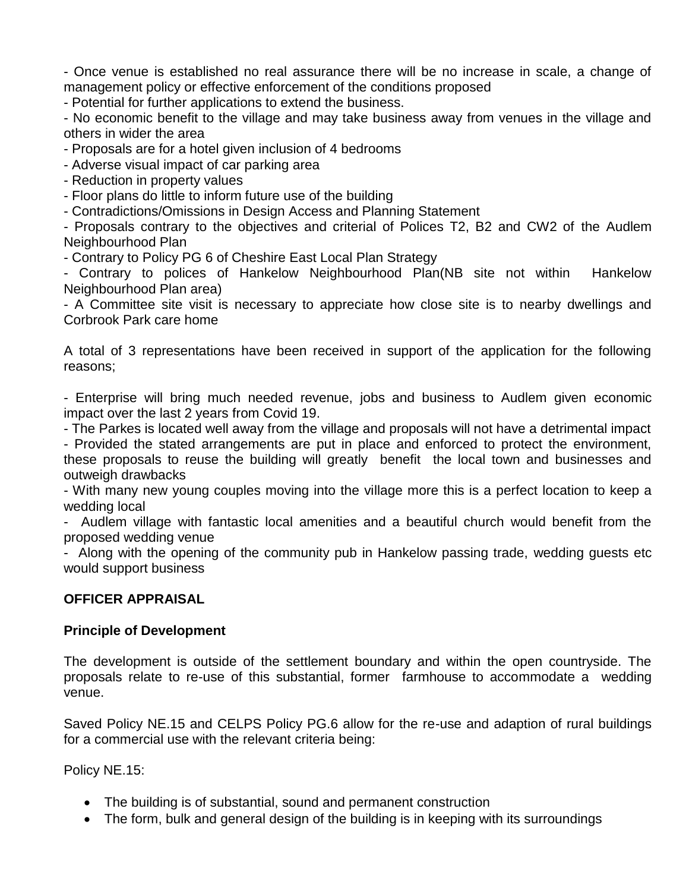- Once venue is established no real assurance there will be no increase in scale, a change of management policy or effective enforcement of the conditions proposed
- Potential for further applications to extend the business.
- No economic benefit to the village and may take business away from venues in the village and others in wider the area
- Proposals are for a hotel given inclusion of 4 bedrooms
- Adverse visual impact of car parking area
- Reduction in property values
- Floor plans do little to inform future use of the building
- Contradictions/Omissions in Design Access and Planning Statement
- Proposals contrary to the objectives and criterial of Polices T2, B2 and CW2 of the Audlem Neighbourhood Plan
- Contrary to Policy PG 6 of Cheshire East Local Plan Strategy
- Contrary to polices of Hankelow Neighbourhood Plan(NB site not within Hankelow Neighbourhood Plan area)
- A Committee site visit is necessary to appreciate how close site is to nearby dwellings and Corbrook Park care home

A total of 3 representations have been received in support of the application for the following reasons;

- Enterprise will bring much needed revenue, jobs and business to Audlem given economic impact over the last 2 years from Covid 19.
- The Parkes is located well away from the village and proposals will not have a detrimental impact
- Provided the stated arrangements are put in place and enforced to protect the environment, these proposals to reuse the building will greatly benefit the local town and businesses and outweigh drawbacks
- With many new young couples moving into the village more this is a perfect location to keep a wedding local
- Audlem village with fantastic local amenities and a beautiful church would benefit from the proposed wedding venue
- Along with the opening of the community pub in Hankelow passing trade, wedding guests etc would support business

**OFFICER APPRAISAL**

**Principle of Development**

The development is outside of the settlement boundary and within the open countryside. The proposals relate to re-use of this substantial, former farmhouse to accommodate a wedding venue.

Saved Policy NE.15 and CELPS Policy PG.6 allow for the re-use and adaption of rural buildings for a commercial use with the relevant criteria being:

Policy NE.15:

- The building is of substantial, sound and permanent construction
- The form, bulk and general design of the building is in keeping with its surroundings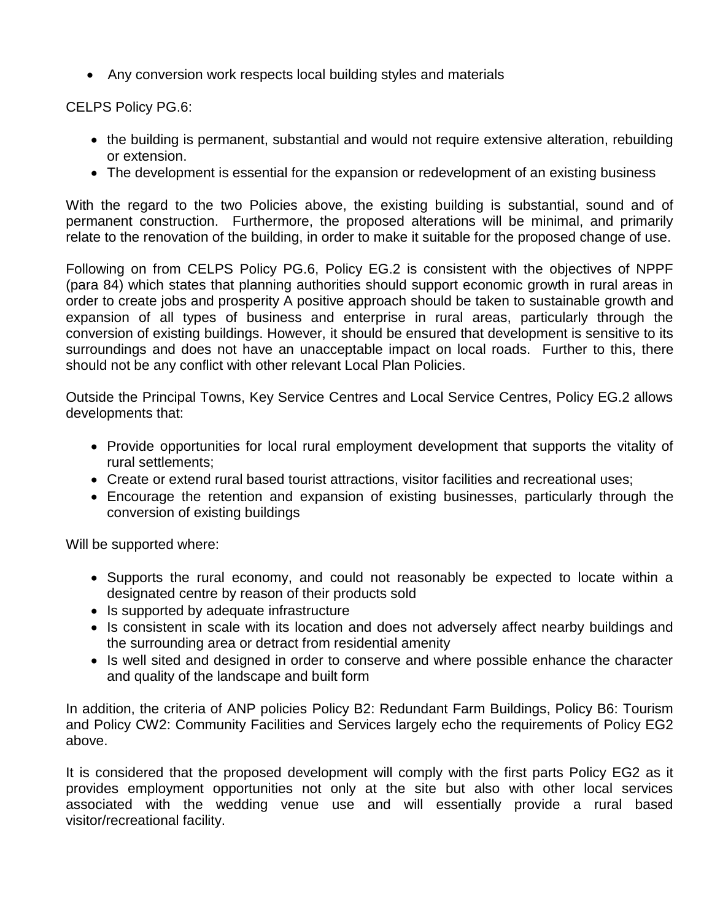- Any conversion work respects local building styles and materials

CELPS Policy PG.6:

- the building is permanent, substantial and would not require extensive alteration, rebuilding or extension.
- The development is essential for the expansion or redevelopment of an existing business

With the regard to the two Policies above, the existing building is substantial, sound and of permanent construction. Furthermore, the proposed alterations will be minimal, and primarily relate to the renovation of the building, in order to make it suitable for the proposed change of use.

Following on from CELPS Policy PG.6, Policy EG.2 is consistent with the objectives of NPPF (para 84) which states that planning authorities should support economic growth in rural areas in order to create jobs and prosperity A positive approach should be taken to sustainable growth and expansion of all types of business and enterprise in rural areas, particularly through the conversion of existing buildings. However, it should be ensured that development is sensitive to its surroundings and does not have an unacceptable impact on local roads. Further to this, there should not be any conflict with other relevant Local Plan Policies.

Outside the Principal Towns, Key Service Centres and Local Service Centres, Policy EG.2 allows developments that:

- Provide opportunities for local rural employment development that supports the vitality of rural settlements;
- Create or extend rural based tourist attractions, visitor facilities and recreational uses;
- Encourage the retention and expansion of existing businesses, particularly through the conversion of existing buildings

Will be supported where:

- Supports the rural economy, and could not reasonably be expected to locate within a designated centre by reason of their products sold
- Is supported by adequate infrastructure
- Is consistent in scale with its location and does not adversely affect nearby buildings and the surrounding area or detract from residential amenity
- Is well sited and designed in order to conserve and where possible enhance the character and quality of the landscape and built form

In addition, the criteria of ANP policies Policy B2: Redundant Farm Buildings, Policy B6: Tourism and Policy CW2: Community Facilities and Services largely echo the requirements of Policy EG2 above.

It is considered that the proposed development will comply with the first parts Policy EG2 as it provides employment opportunities not only at the site but also with other local services associated with the wedding venue use and will essentially provide a rural based visitor/recreational facility.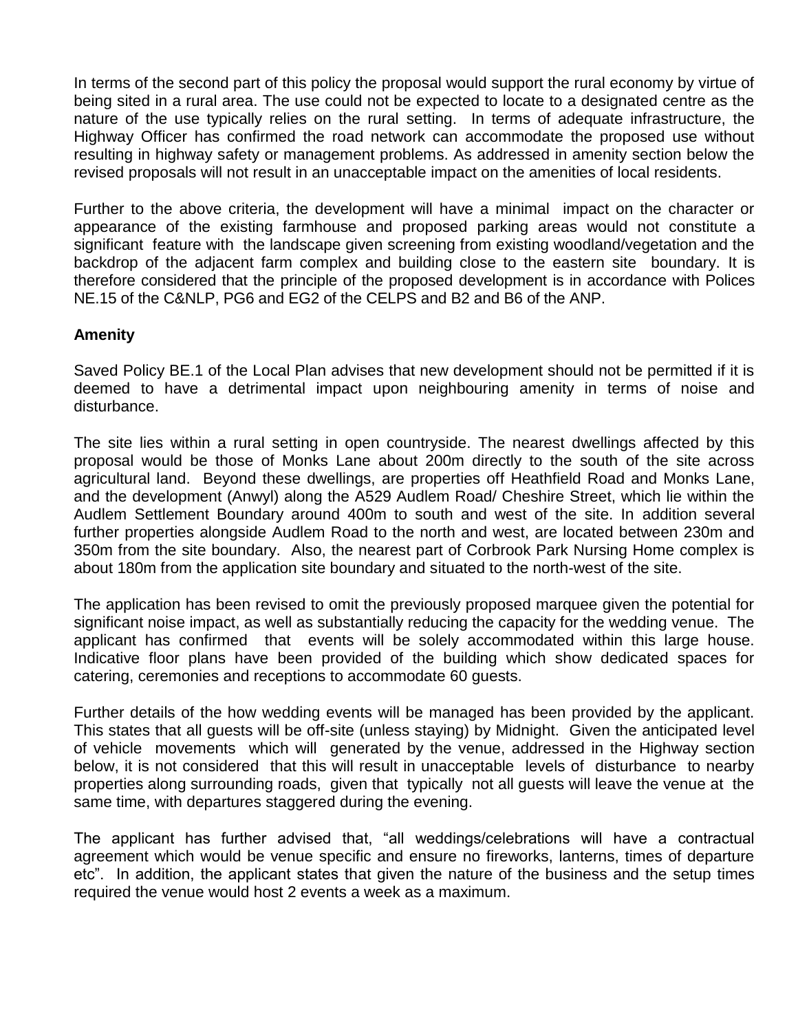In terms of the second part of this policy the proposal would support the rural economy by virtue of being sited in a rural area. The use could not be expected to locate to a designated centre as the nature of the use typically relies on the rural setting. In terms of adequate infrastructure, the Highway Officer has confirmed the road network can accommodate the proposed use without resulting in highway safety or management problems. As addressed in amenity section below the revised proposals will not result in an unacceptable impact on the amenities of local residents.

Further to the above criteria, the development will have a minimal impact on the character or appearance of the existing farmhouse and proposed parking areas would not constitute a significant feature with the landscape given screening from existing woodland/vegetation and the backdrop of the adjacent farm complex and building close to the eastern site boundary. It is therefore considered that the principle of the proposed development is in accordance with Polices NE.15 of the C&NLP, PG6 and EG2 of the CELPS and B2 and B6 of the ANP.

**Amenity**

Saved Policy BE.1 of the Local Plan advises that new development should not be permitted if it is deemed to have a detrimental impact upon neighbouring amenity in terms of noise and disturbance.

The site lies within a rural setting in open countryside. The nearest dwellings affected by this proposal would be those of Monks Lane about 200m directly to the south of the site across agricultural land. Beyond these dwellings, are properties off Heathfield Road and Monks Lane, and the development (Anwyl) along the A529 Audlem Road/ Cheshire Street, which lie within the Audlem Settlement Boundary around 400m to south and west of the site. In addition several further properties alongside Audlem Road to the north and west, are located between 230m and 350m from the site boundary. Also, the nearest part of Corbrook Park Nursing Home complex is about 180m from the application site boundary and situated to the north-west of the site.

The application has been revised to omit the previously proposed marquee given the potential for significant noise impact, as well as substantially reducing the capacity for the wedding venue. The applicant has confirmed that events will be solely accommodated within this large house. Indicative floor plans have been provided of the building which show dedicated spaces for catering, ceremonies and receptions to accommodate 60 guests.

Further details of the how wedding events will be managed has been provided by the applicant. This states that all guests will be off-site (unless staying) by Midnight. Given the anticipated level of vehicle movements which will generated by the venue, addressed in the Highway section below, it is not considered that this will result in unacceptable levels of disturbance to nearby properties along surrounding roads, given that typically not all guests will leave the venue at the same time, with departures staggered during the evening.

The applicant has further advised that, "all weddings/celebrations will have a contractual agreement which would be venue specific and ensure no fireworks, lanterns, times of departure etc". In addition, the applicant states that given the nature of the business and the setup times required the venue would host 2 events a week as a maximum.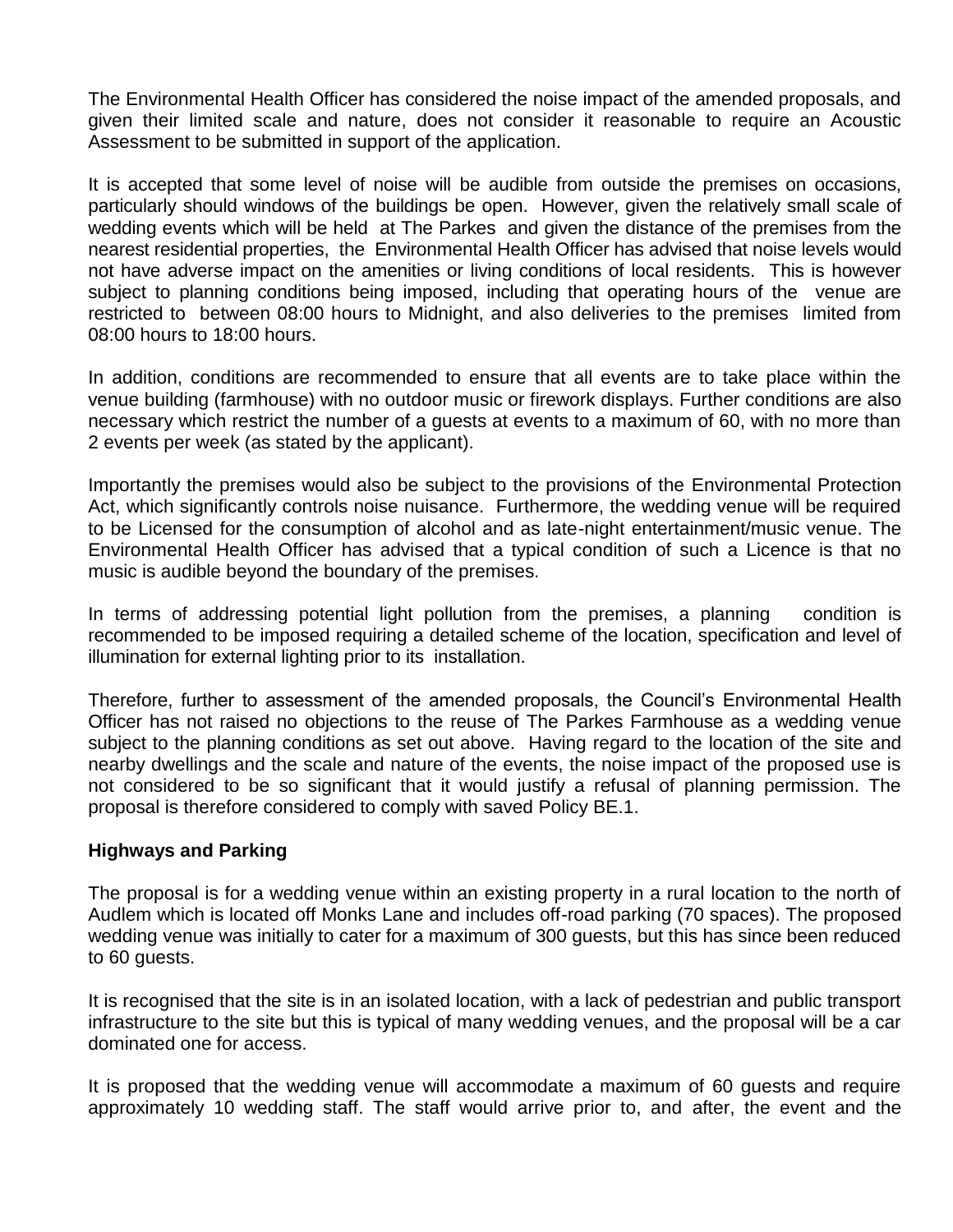The Environmental Health Officer has considered the noise impact of the amended proposals, and given their limited scale and nature, does not consider it reasonable to require an Acoustic Assessment to be submitted in support of the application.

It is accepted that some level of noise will be audible from outside the premises on occasions, particularly should windows of the buildings be open. However, given the relatively small scale of wedding events which will be held at The Parkes and given the distance of the premises from the nearest residential properties, the Environmental Health Officer has advised that noise levels would not have adverse impact on the amenities or living conditions of local residents. This is however subject to planning conditions being imposed, including that operating hours of the venue are restricted to between 08:00 hours to Midnight, and also deliveries to the premises limited from 08:00 hours to 18:00 hours.

In addition, conditions are recommended to ensure that all events are to take place within the venue building (farmhouse) with no outdoor music or firework displays. Further conditions are also necessary which restrict the number of a guests at events to a maximum of 60, with no more than 2 events per week (as stated by the applicant).

Importantly the premises would also be subject to the provisions of the Environmental Protection Act, which significantly controls noise nuisance. Furthermore, the wedding venue will be required to be Licensed for the consumption of alcohol and as late-night entertainment/music venue. The Environmental Health Officer has advised that a typical condition of such a Licence is that no music is audible beyond the boundary of the premises.

In terms of addressing potential light pollution from the premises, a planning condition is recommended to be imposed requiring a detailed scheme of the location, specification and level of illumination for external lighting prior to its installation.

Therefore, further to assessment of the amended proposals, the Council's Environmental Health Officer has not raised no objections to the reuse of The Parkes Farmhouse as a wedding venue subject to the planning conditions as set out above. Having regard to the location of the site and nearby dwellings and the scale and nature of the events, the noise impact of the proposed use is not considered to be so significant that it would justify a refusal of planning permission. The proposal is therefore considered to comply with saved Policy BE.1.

**Highways and Parking**

The proposal is for a wedding venue within an existing property in a rural location to the north of Audlem which is located off Monks Lane and includes off-road parking (70 spaces). The proposed wedding venue was initially to cater for a maximum of 300 guests, but this has since been reduced to 60 guests.

It is recognised that the site is in an isolated location, with a lack of pedestrian and public transport infrastructure to the site but this is typical of many wedding venues, and the proposal will be a car dominated one for access.

It is proposed that the wedding venue will accommodate a maximum of 60 guests and require approximately 10 wedding staff. The staff would arrive prior to, and after, the event and the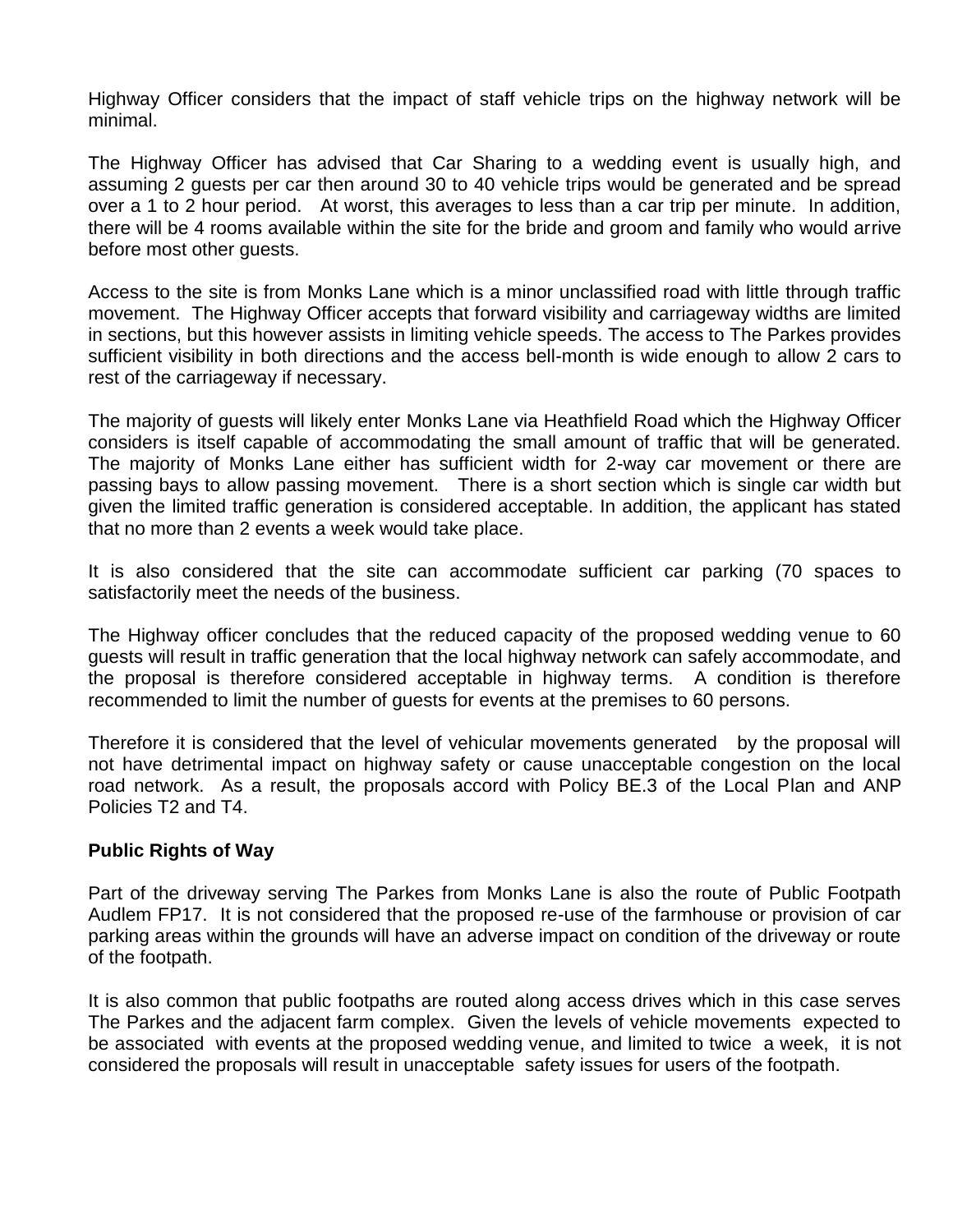Highway Officer considers that the impact of staff vehicle trips on the highway network will be minimal.

The Highway Officer has advised that Car Sharing to a wedding event is usually high, and assuming 2 guests per car then around 30 to 40 vehicle trips would be generated and be spread over a 1 to 2 hour period. At worst, this averages to less than a car trip per minute. In addition, there will be 4 rooms available within the site for the bride and groom and family who would arrive before most other guests.

Access to the site is from Monks Lane which is a minor unclassified road with little through traffic movement. The Highway Officer accepts that forward visibility and carriageway widths are limited in sections, but this however assists in limiting vehicle speeds. The access to The Parkes provides sufficient visibility in both directions and the access bell-month is wide enough to allow 2 cars to rest of the carriageway if necessary.

The majority of guests will likely enter Monks Lane via Heathfield Road which the Highway Officer considers is itself capable of accommodating the small amount of traffic that will be generated. The majority of Monks Lane either has sufficient width for 2-way car movement or there are passing bays to allow passing movement. There is a short section which is single car width but given the limited traffic generation is considered acceptable. In addition, the applicant has stated that no more than 2 events a week would take place.

It is also considered that the site can accommodate sufficient car parking (70 spaces to satisfactorily meet the needs of the business.

The Highway officer concludes that the reduced capacity of the proposed wedding venue to 60 guests will result in traffic generation that the local highway network can safely accommodate, and the proposal is therefore considered acceptable in highway terms. A condition is therefore recommended to limit the number of guests for events at the premises to 60 persons.

Therefore it is considered that the level of vehicular movements generated by the proposal will not have detrimental impact on highway safety or cause unacceptable congestion on the local road network. As a result, the proposals accord with Policy BE.3 of the Local Plan and ANP Policies T2 and T4.

**Public Rights of Way**

Part of the driveway serving The Parkes from Monks Lane is also the route of Public Footpath Audlem FP17. It is not considered that the proposed re-use of the farmhouse or provision of car parking areas within the grounds will have an adverse impact on condition of the driveway or route of the footpath.

It is also common that public footpaths are routed along access drives which in this case serves The Parkes and the adjacent farm complex. Given the levels of vehicle movements expected to be associated with events at the proposed wedding venue, and limited to twice a week, it is not considered the proposals will result in unacceptable safety issues for users of the footpath.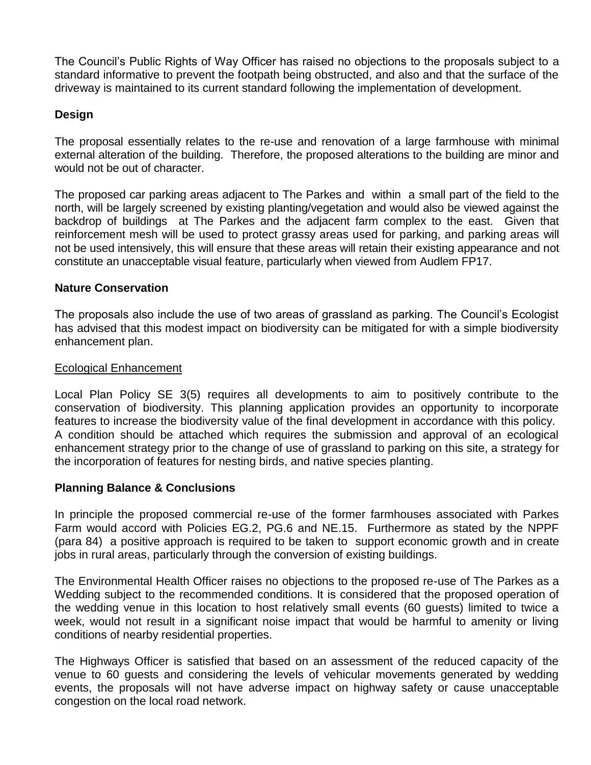The Council's Public Rights of Way Officer has raised no objections to the proposals subject to a standard informative to prevent the footpath being obstructed, and also and that the surface of the driveway is maintained to its current standard following the implementation of development.

**Design**

The proposal essentially relates to the re-use and renovation of a large farmhouse with minimal external alteration of the building. Therefore, the proposed alterations to the building are minor and would not be out of character.

The proposed car parking areas adjacent to The Parkes and within a small part of the field to the north, will be largely screened by existing planting/vegetation and would also be viewed against the backdrop of buildings at The Parkes and the adjacent farm complex to the east. Given that reinforcement mesh will be used to protect grassy areas used for parking, and parking areas will not be used intensively, this will ensure that these areas will retain their existing appearance and not constitute an unacceptable visual feature, particularly when viewed from Audlem FP17.

**Nature Conservation**

The proposals also include the use of two areas of grassland as parking. The Council's Ecologist has advised that this modest impact on biodiversity can be mitigated for with a simple biodiversity enhancement plan.

<u>Ecological Enhancement</u>

Local Plan Policy SE 3(5) requires all developments to aim to positively contribute to the conservation of biodiversity. This planning application provides an opportunity to incorporate features to increase the biodiversity value of the final development in accordance with this policy. A condition should be attached which requires the submission and approval of an ecological enhancement strategy prior to the change of use of grassland to parking on this site, a strategy for the incorporation of features for nesting birds, and native species planting.

**Planning Balance & Conclusions**

In principle the proposed commercial re-use of the former farmhouses associated with Parkes Farm would accord with Policies EG.2, PG.6 and NE.15. Furthermore as stated by the NPPF (para 84) a positive approach is required to be taken to support economic growth and in create jobs in rural areas, particularly through the conversion of existing buildings.

The Environmental Health Officer raises no objections to the proposed re-use of The Parkes as a Wedding subject to the recommended conditions. It is considered that the proposed operation of the wedding venue in this location to host relatively small events (60 guests) limited to twice a week, would not result in a significant noise impact that would be harmful to amenity or living conditions of nearby residential properties.

The Highways Officer is satisfied that based on an assessment of the reduced capacity of the venue to 60 guests and considering the levels of vehicular movements generated by wedding events, the proposals will not have adverse impact on highway safety or cause unacceptable congestion on the local road network.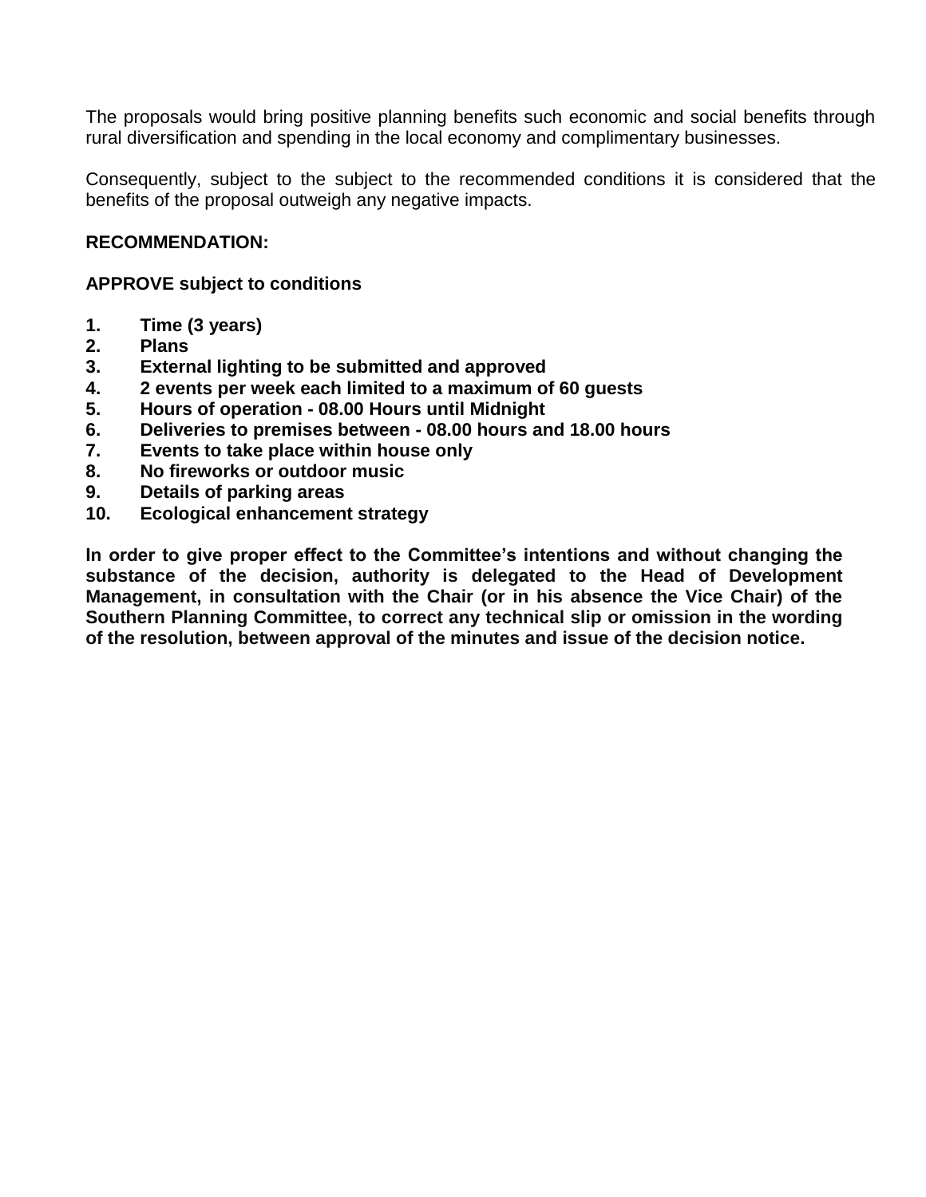The proposals would bring positive planning benefits such economic and social benefits through rural diversification and spending in the local economy and complimentary businesses.

Consequently, subject to the subject to the recommended conditions it is considered that the benefits of the proposal outweigh any negative impacts.

**RECOMMENDATION:**

**APPROVE subject to conditions**

1. **Time (3 years)**
2. **Plans**
3. **External lighting to be submitted and approved**
4. **2 events per week each limited to a maximum of 60 guests**
5. **Hours of operation - 08.00 Hours until Midnight**
6. **Deliveries to premises between - 08.00 hours and 18.00 hours**
7. **Events to take place within house only**
8. **No fireworks or outdoor music**
9. **Details of parking areas**
10. **Ecological enhancement strategy**

**In order to give proper effect to the Committee's intentions and without changing the substance of the decision, authority is delegated to the Head of Development Management, in consultation with the Chair (or in his absence the Vice Chair) of the Southern Planning Committee, to correct any technical slip or omission in the wording of the resolution, between approval of the minutes and issue of the decision notice.**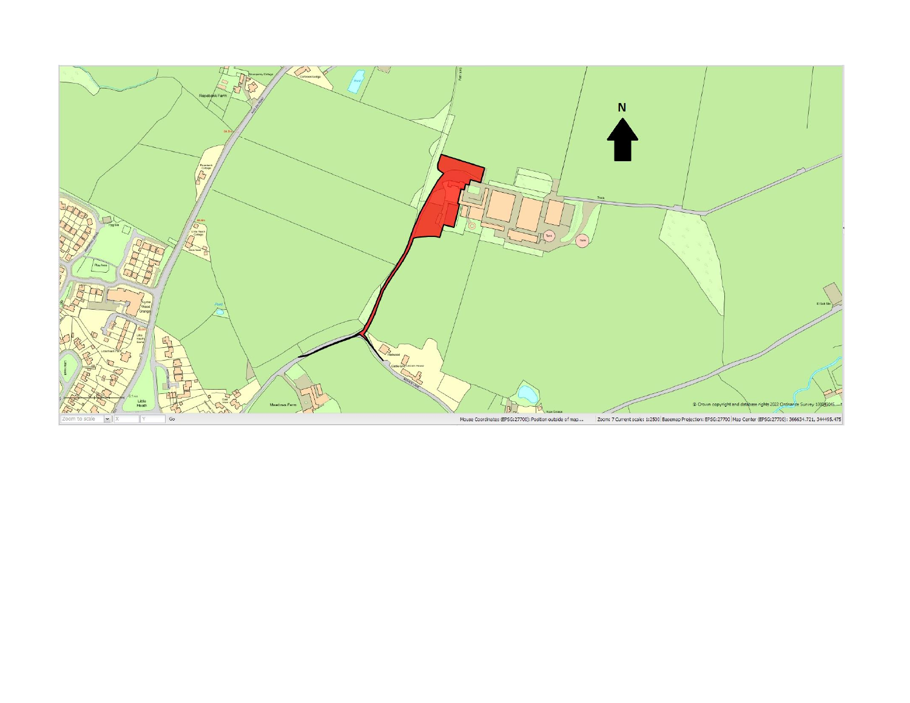N

Ropebank Farm

Little Heath

Meadows Farm

Redwood

Cattle Grid

Track

Tank

Pond

El Sub Sta

© Crown copyright and database rights 2022 Ordnance Survey 100049045

Zoom to scale X Y Go

Mouse Coordinates (EPSG:27700): Position outside of map...

Zoom: 7 Current scale: 1:2500 | Basemap Projection: EPSG:27700 | Map Center (EPSG:27700): 366634.721, 344495.475